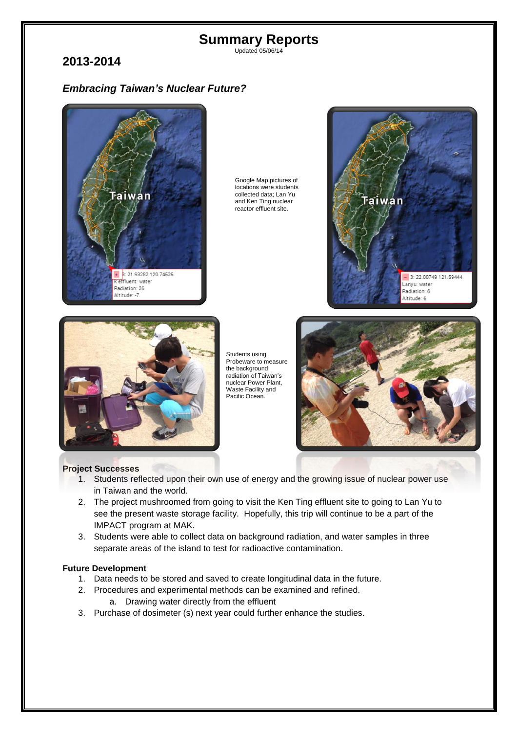# Summary Reports

Updated 05/06/14

## 2013-2014

### *Embracing Taiwan's Nuclear Future?*

Google Map pictures of locations were students collected data; Lan Yu and Ken Ting nuclear reactor effluent site.

Students using Probeware to measure the background radiation of Taiwan's nuclear Power Plant, Waste Facility and Pacific Ocean.

**Project Successes**

1. Students reflected upon their own use of energy and the growing issue of nuclear power use in Taiwan and the world.
2. The project mushroomed from going to visit the Ken Ting effluent site to going to Lan Yu to see the present waste storage facility. Hopefully, this trip will continue to be a part of the IMPACT program at MAK.
3. Students were able to collect data on background radiation, and water samples in three separate areas of the island to test for radioactive contamination.

**Future Development**

1. Data needs to be stored and saved to create longitudinal data in the future.
2. Procedures and experimental methods can be examined and refined.
   a. Drawing water directly from the effluent
3. Purchase of dosimeter (s) next year could further enhance the studies.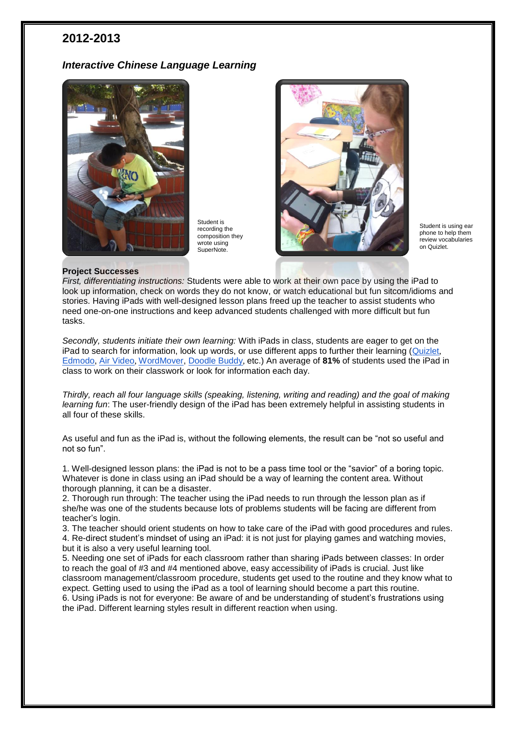## 2012-2013

### *Interactive Chinese Language Learning*

Student is recording the composition they wrote using SuperNote.

Student is using ear phone to help them review vocabularies on Quizlet.

**Project Successes**

*First, differentiating instructions:* Students were able to work at their own pace by using the iPad to look up information, check on words they do not know, or watch educational but fun sitcom/idioms and stories. Having iPads with well-designed lesson plans freed up the teacher to assist students who need one-on-one instructions and keep advanced students challenged with more difficult but fun tasks.

*Secondly, students initiate their own learning:* With iPads in class, students are eager to get on the iPad to search for information, look up words, or use different apps to further their learning (Quizlet, Edmodo, Air Video, WordMover, Doodle Buddy, etc.) An average of **81%** of students used the iPad in class to work on their classwork or look for information each day.

*Thirdly, reach all four language skills (speaking, listening, writing and reading) and the goal of making learning fun*: The user-friendly design of the iPad has been extremely helpful in assisting students in all four of these skills.

As useful and fun as the iPad is, without the following elements, the result can be "not so useful and not so fun".

1. Well-designed lesson plans: the iPad is not to be a pass time tool or the "savior" of a boring topic. Whatever is done in class using an iPad should be a way of learning the content area. Without thorough planning, it can be a disaster.
2. Thorough run through: The teacher using the iPad needs to run through the lesson plan as if she/he was one of the students because lots of problems students will be facing are different from teacher's login.
3. The teacher should orient students on how to take care of the iPad with good procedures and rules.
4. Re-direct student's mindset of using an iPad: it is not just for playing games and watching movies, but it is also a very useful learning tool.
5. Needing one set of iPads for each classroom rather than sharing iPads between classes: In order to reach the goal of #3 and #4 mentioned above, easy accessibility of iPads is crucial. Just like classroom management/classroom procedure, students get used to the routine and they know what to expect. Getting used to using the iPad as a tool of learning should become a part this routine.
6. Using iPads is not for everyone: Be aware of and be understanding of student's frustrations using the iPad. Different learning styles result in different reaction when using.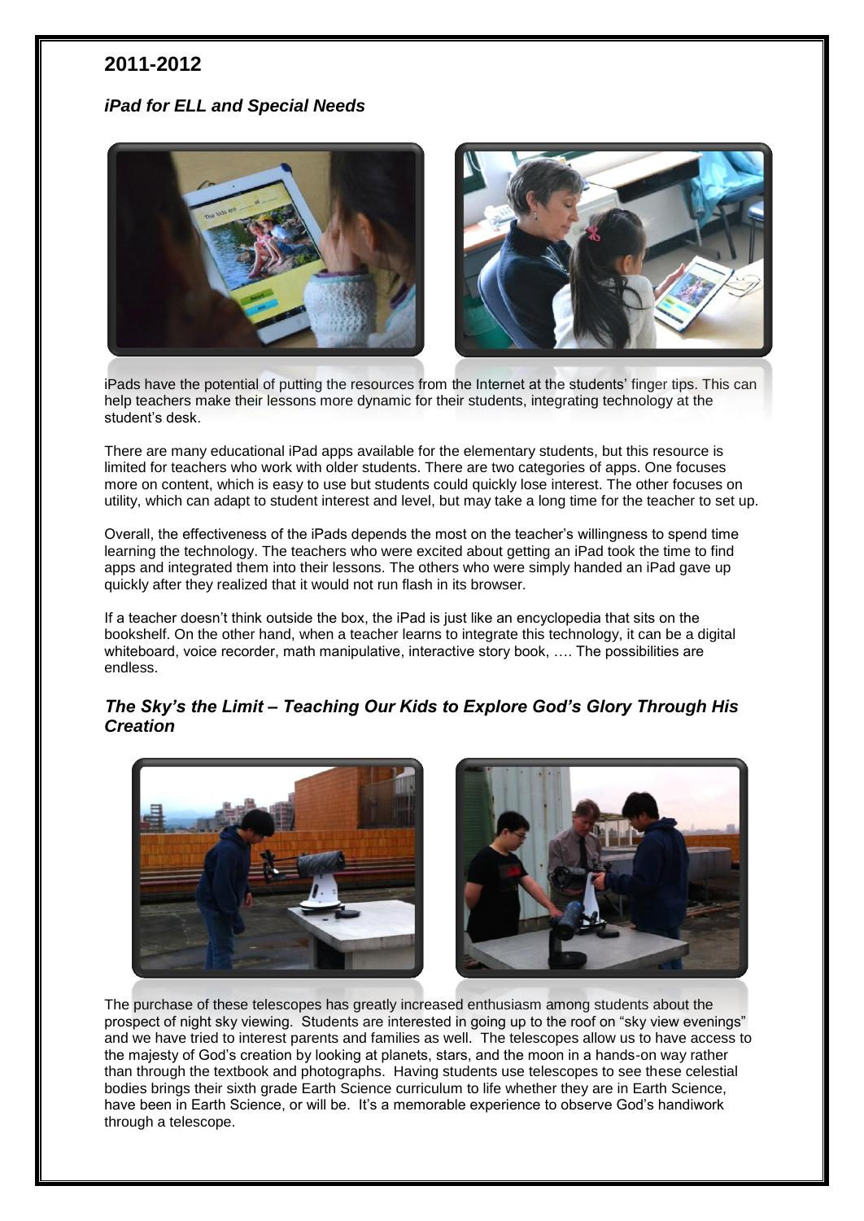## 2011-2012

### *iPad for ELL and Special Needs*

iPads have the potential of putting the resources from the Internet at the students' finger tips. This can help teachers make their lessons more dynamic for their students, integrating technology at the student's desk.

There are many educational iPad apps available for the elementary students, but this resource is limited for teachers who work with older students. There are two categories of apps. One focuses more on content, which is easy to use but students could quickly lose interest. The other focuses on utility, which can adapt to student interest and level, but may take a long time for the teacher to set up.

Overall, the effectiveness of the iPads depends the most on the teacher's willingness to spend time learning the technology. The teachers who were excited about getting an iPad took the time to find apps and integrated them into their lessons. The others who were simply handed an iPad gave up quickly after they realized that it would not run flash in its browser.

If a teacher doesn't think outside the box, the iPad is just like an encyclopedia that sits on the bookshelf. On the other hand, when a teacher learns to integrate this technology, it can be a digital whiteboard, voice recorder, math manipulative, interactive story book, …. The possibilities are endless.

### *The Sky's the Limit – Teaching Our Kids to Explore God's Glory Through His Creation*

The purchase of these telescopes has greatly increased enthusiasm among students about the prospect of night sky viewing. Students are interested in going up to the roof on "sky view evenings" and we have tried to interest parents and families as well. The telescopes allow us to have access to the majesty of God's creation by looking at planets, stars, and the moon in a hands-on way rather than through the textbook and photographs. Having students use telescopes to see these celestial bodies brings their sixth grade Earth Science curriculum to life whether they are in Earth Science, have been in Earth Science, or will be. It's a memorable experience to observe God's handiwork through a telescope.